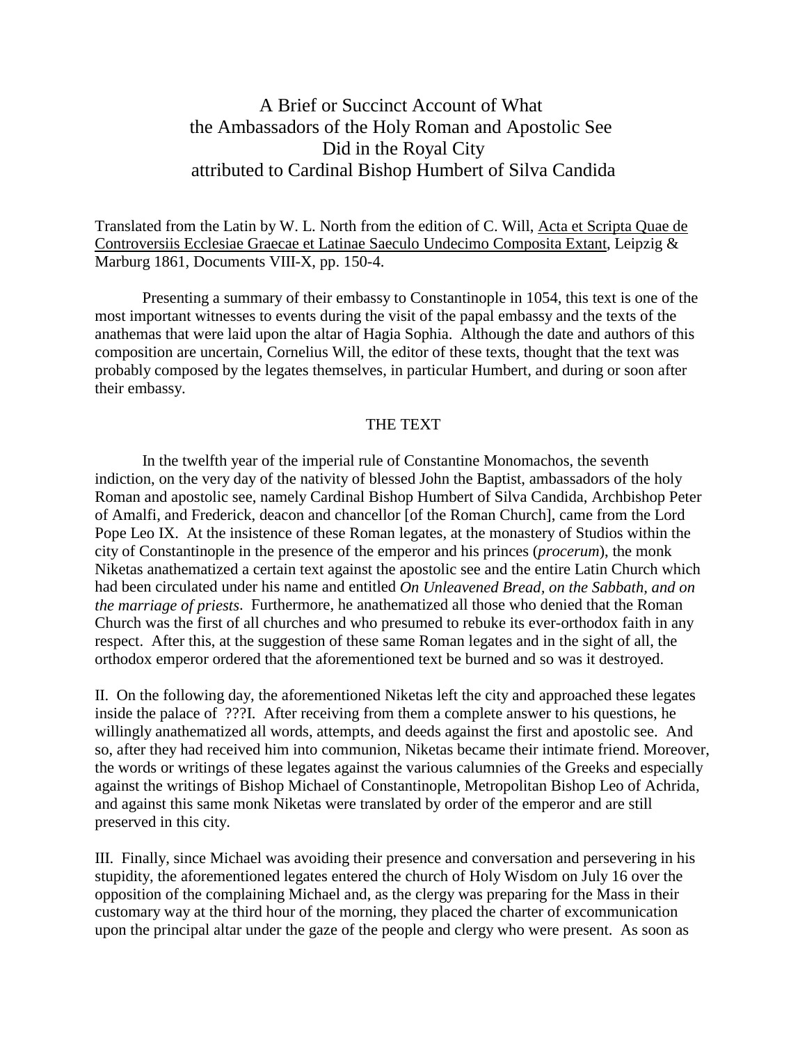# A Brief or Succinct Account of What the Ambassadors of the Holy Roman and Apostolic See Did in the Royal City attributed to Cardinal Bishop Humbert of Silva Candida

Translated from the Latin by W. L. North from the edition of C. Will, Acta et Scripta Quae de Controversiis Ecclesiae Graecae et Latinae Saeculo Undecimo Composita Extant, Leipzig & Marburg 1861, Documents VIII-X, pp. 150-4.

Presenting a summary of their embassy to Constantinople in 1054, this text is one of the most important witnesses to events during the visit of the papal embassy and the texts of the anathemas that were laid upon the altar of Hagia Sophia. Although the date and authors of this composition are uncertain, Cornelius Will, the editor of these texts, thought that the text was probably composed by the legates themselves, in particular Humbert, and during or soon after their embassy.

## THE TEXT

In the twelfth year of the imperial rule of Constantine Monomachos, the seventh indiction, on the very day of the nativity of blessed John the Baptist, ambassadors of the holy Roman and apostolic see, namely Cardinal Bishop Humbert of Silva Candida, Archbishop Peter of Amalfi, and Frederick, deacon and chancellor [of the Roman Church], came from the Lord Pope Leo IX. At the insistence of these Roman legates, at the monastery of Studios within the city of Constantinople in the presence of the emperor and his princes (*procerum*), the monk Niketas anathematized a certain text against the apostolic see and the entire Latin Church which had been circulated under his name and entitled *On Unleavened Bread, on the Sabbath, and on the marriage of priests*. Furthermore, he anathematized all those who denied that the Roman Church was the first of all churches and who presumed to rebuke its ever-orthodox faith in any respect. After this, at the suggestion of these same Roman legates and in the sight of all, the orthodox emperor ordered that the aforementioned text be burned and so was it destroyed.

II. On the following day, the aforementioned Niketas left the city and approached these legates inside the palace of ???I. After receiving from them a complete answer to his questions, he willingly anathematized all words, attempts, and deeds against the first and apostolic see. And so, after they had received him into communion, Niketas became their intimate friend. Moreover, the words or writings of these legates against the various calumnies of the Greeks and especially against the writings of Bishop Michael of Constantinople, Metropolitan Bishop Leo of Achrida, and against this same monk Niketas were translated by order of the emperor and are still preserved in this city.

III. Finally, since Michael was avoiding their presence and conversation and persevering in his stupidity, the aforementioned legates entered the church of Holy Wisdom on July 16 over the opposition of the complaining Michael and, as the clergy was preparing for the Mass in their customary way at the third hour of the morning, they placed the charter of excommunication upon the principal altar under the gaze of the people and clergy who were present. As soon as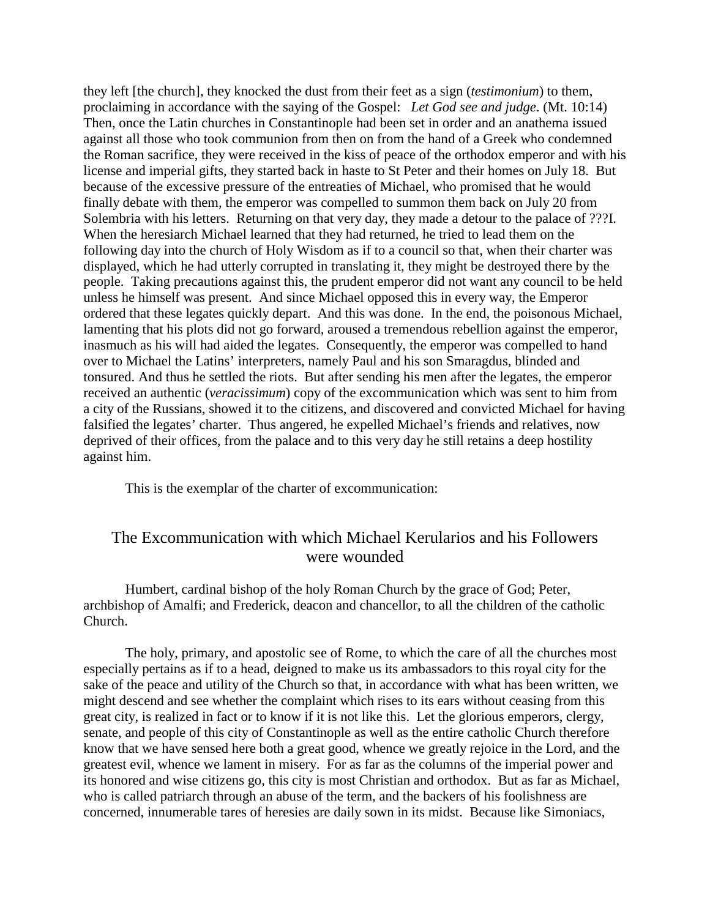they left [the church], they knocked the dust from their feet as a sign (*testimonium*) to them, proclaiming in accordance with the saying of the Gospel: *Let God see and judge*. (Mt. 10:14) Then, once the Latin churches in Constantinople had been set in order and an anathema issued against all those who took communion from then on from the hand of a Greek who condemned the Roman sacrifice, they were received in the kiss of peace of the orthodox emperor and with his license and imperial gifts, they started back in haste to St Peter and their homes on July 18. But because of the excessive pressure of the entreaties of Michael, who promised that he would finally debate with them, the emperor was compelled to summon them back on July 20 from Solembria with his letters. Returning on that very day, they made a detour to the palace of ???I. When the heresiarch Michael learned that they had returned, he tried to lead them on the following day into the church of Holy Wisdom as if to a council so that, when their charter was displayed, which he had utterly corrupted in translating it, they might be destroyed there by the people. Taking precautions against this, the prudent emperor did not want any council to be held unless he himself was present. And since Michael opposed this in every way, the Emperor ordered that these legates quickly depart. And this was done. In the end, the poisonous Michael, lamenting that his plots did not go forward, aroused a tremendous rebellion against the emperor, inasmuch as his will had aided the legates. Consequently, the emperor was compelled to hand over to Michael the Latins' interpreters, namely Paul and his son Smaragdus, blinded and tonsured. And thus he settled the riots. But after sending his men after the legates, the emperor received an authentic (*veracissimum*) copy of the excommunication which was sent to him from a city of the Russians, showed it to the citizens, and discovered and convicted Michael for having falsified the legates' charter. Thus angered, he expelled Michael's friends and relatives, now deprived of their offices, from the palace and to this very day he still retains a deep hostility against him.

This is the exemplar of the charter of excommunication:

## The Excommunication with which Michael Kerularios and his Followers were wounded

Humbert, cardinal bishop of the holy Roman Church by the grace of God; Peter, archbishop of Amalfi; and Frederick, deacon and chancellor, to all the children of the catholic Church.

The holy, primary, and apostolic see of Rome, to which the care of all the churches most especially pertains as if to a head, deigned to make us its ambassadors to this royal city for the sake of the peace and utility of the Church so that, in accordance with what has been written, we might descend and see whether the complaint which rises to its ears without ceasing from this great city, is realized in fact or to know if it is not like this. Let the glorious emperors, clergy, senate, and people of this city of Constantinople as well as the entire catholic Church therefore know that we have sensed here both a great good, whence we greatly rejoice in the Lord, and the greatest evil, whence we lament in misery. For as far as the columns of the imperial power and its honored and wise citizens go, this city is most Christian and orthodox. But as far as Michael, who is called patriarch through an abuse of the term, and the backers of his foolishness are concerned, innumerable tares of heresies are daily sown in its midst. Because like Simoniacs,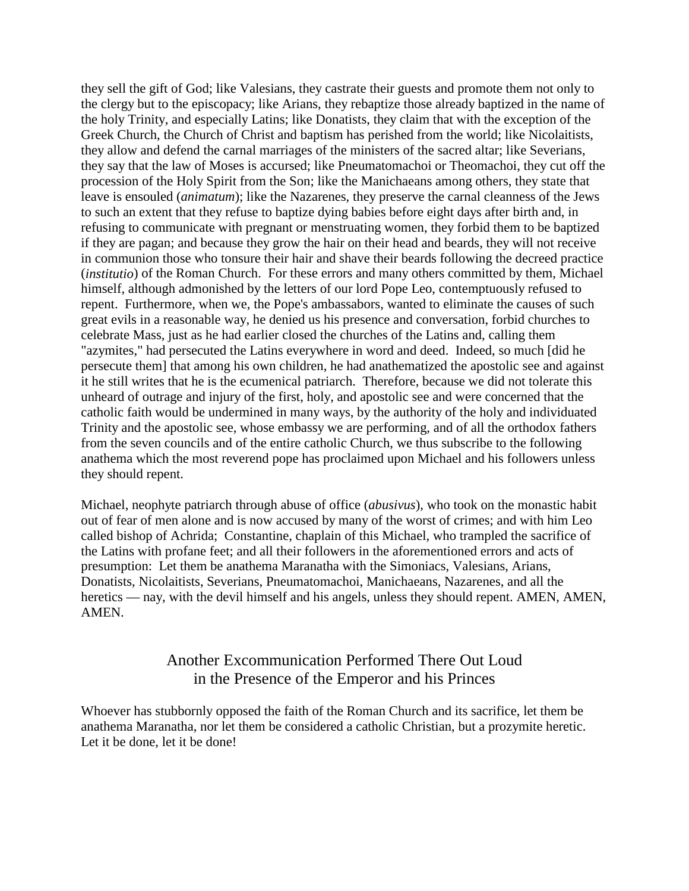they sell the gift of God; like Valesians, they castrate their guests and promote them not only to the clergy but to the episcopacy; like Arians, they rebaptize those already baptized in the name of the holy Trinity, and especially Latins; like Donatists, they claim that with the exception of the Greek Church, the Church of Christ and baptism has perished from the world; like Nicolaitists, they allow and defend the carnal marriages of the ministers of the sacred altar; like Severians, they say that the law of Moses is accursed; like Pneumatomachoi or Theomachoi, they cut off the procession of the Holy Spirit from the Son; like the Manichaeans among others, they state that leave is ensouled (*animatum*); like the Nazarenes, they preserve the carnal cleanness of the Jews to such an extent that they refuse to baptize dying babies before eight days after birth and, in refusing to communicate with pregnant or menstruating women, they forbid them to be baptized if they are pagan; and because they grow the hair on their head and beards, they will not receive in communion those who tonsure their hair and shave their beards following the decreed practice (*institutio*) of the Roman Church.  For these errors and many others committed by them, Michael himself, although admonished by the letters of our lord Pope Leo, contemptuously refused to repent.  Furthermore, when we, the Pope's ambassabors, wanted to eliminate the causes of such great evils in a reasonable way, he denied us his presence and conversation, forbid churches to celebrate Mass, just as he had earlier closed the churches of the Latins and, calling them "azymites," had persecuted the Latins everywhere in word and deed.  Indeed, so much [did he persecute them] that among his own children, he had anathematized the apostolic see and against it he still writes that he is the ecumenical patriarch.  Therefore, because we did not tolerate this unheard of outrage and injury of the first, holy, and apostolic see and were concerned that the catholic faith would be undermined in many ways, by the authority of the holy and individuated Trinity and the apostolic see, whose embassy we are performing, and of all the orthodox fathers from the seven councils and of the entire catholic Church, we thus subscribe to the following anathema which the most reverend pope has proclaimed upon Michael and his followers unless they should repent.

Michael, neophyte patriarch through abuse of office (*abusivus*), who took on the monastic habit out of fear of men alone and is now accused by many of the worst of crimes; and with him Leo called bishop of Achrida;  Constantine, chaplain of this Michael, who trampled the sacrifice of the Latins with profane feet; and all their followers in the aforementioned errors and acts of presumption:  Let them be anathema Maranatha with the Simoniacs, Valesians, Arians, Donatists, Nicolaitists, Severians, Pneumatomachoi, Manichaeans, Nazarenes, and all the heretics — nay, with the devil himself and his angels, unless they should repent. AMEN, AMEN, AMEN.

## Another Excommunication Performed There Out Loud in the Presence of the Emperor and his Princes

Whoever has stubbornly opposed the faith of the Roman Church and its sacrifice, let them be anathema Maranatha, nor let them be considered a catholic Christian, but a prozymite heretic. Let it be done, let it be done!